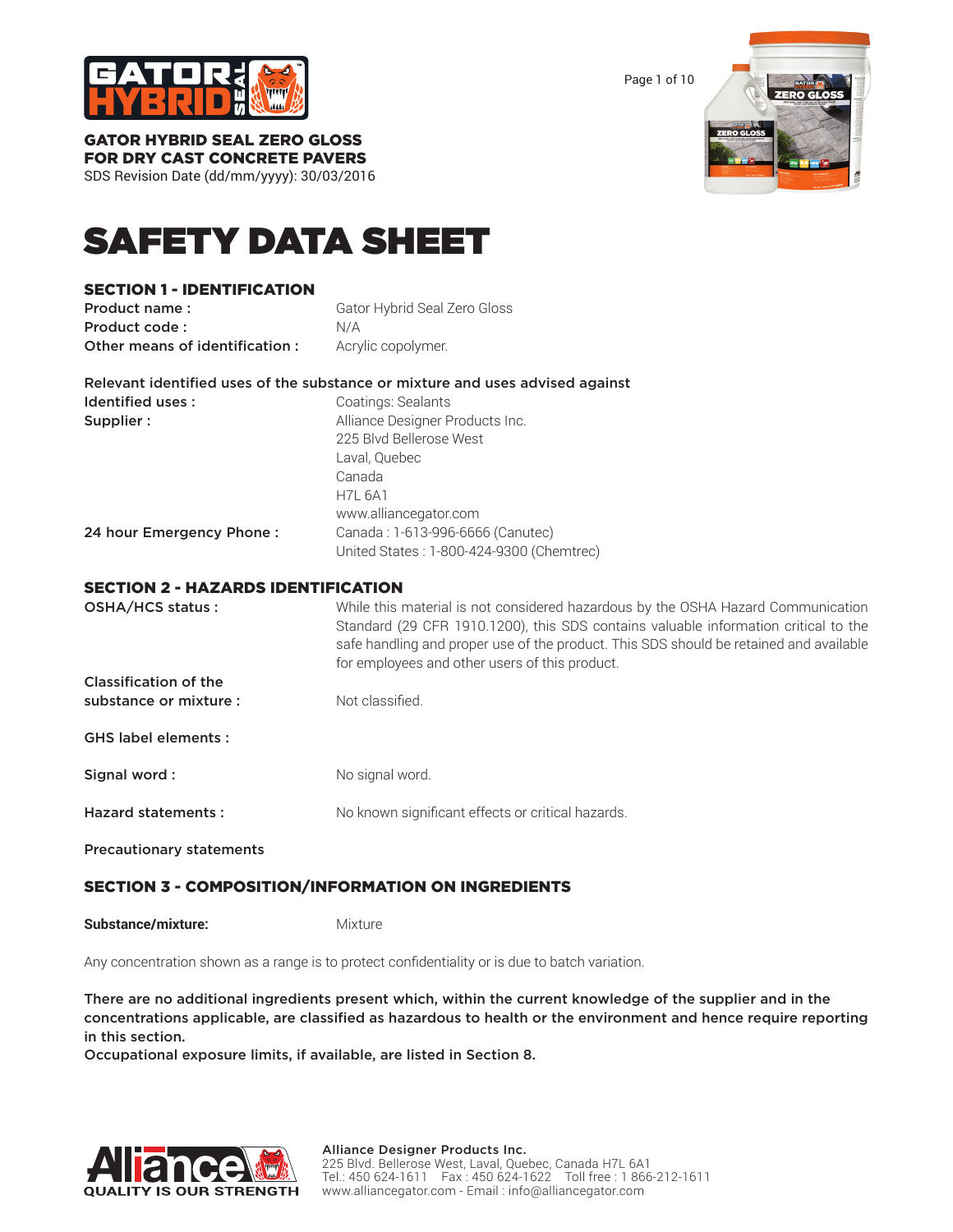**GATOR HYBRID SEAL ZERO GLOSS**
**FOR DRY CAST CONCRETE PAVERS**
SDS Revision Date (dd/mm/yyyy): 30/03/2016

# SAFETY DATA SHEET

## SECTION 1 - IDENTIFICATION

| | |
|---|---|
| **Product name :** | Gator Hybrid Seal Zero Gloss |
| **Product code :** | N/A |
| **Other means of identification :** | Acrylic copolymer. |

**Relevant identified uses of the substance or mixture and uses advised against**

| | |
|---|---|
| **Identified uses :** | Coatings: Sealants |
| **Supplier :** | Alliance Designer Products Inc.<br>225 Blvd Bellerose West<br>Laval, Quebec<br>Canada<br>H7L 6A1<br>www.alliancegator.com |
| **24 hour Emergency Phone :** | Canada : 1-613-996-6666 (Canutec)<br>United States : 1-800-424-9300 (Chemtrec) |

## SECTION 2 - HAZARDS IDENTIFICATION

| | |
|---|---|
| **OSHA/HCS status :** | While this material is not considered hazardous by the OSHA Hazard Communication Standard (29 CFR 1910.1200), this SDS contains valuable information critical to the safe handling and proper use of the product. This SDS should be retained and available for employees and other users of this product. |
| **Classification of the substance or mixture :** | Not classified. |
| **GHS label elements :** | |
| **Signal word :** | No signal word. |
| **Hazard statements :** | No known significant effects or critical hazards. |
| **Precautionary statements** | |

## SECTION 3 - COMPOSITION/INFORMATION ON INGREDIENTS

**Substance/mixture:** Mixture

Any concentration shown as a range is to protect confidentiality or is due to batch variation.

**There are no additional ingredients present which, within the current knowledge of the supplier and in the concentrations applicable, are classified as hazardous to health or the environment and hence require reporting in this section.**
**Occupational exposure limits, if available, are listed in Section 8.**

**Alliance Designer Products Inc.**
225 Blvd. Bellerose West, Laval, Quebec, Canada H7L 6A1
Tel.: 450 624-1611 Fax : 450 624-1622 Toll free : 1 866-212-1611
www.alliancegator.com - Email : info@alliancegator.com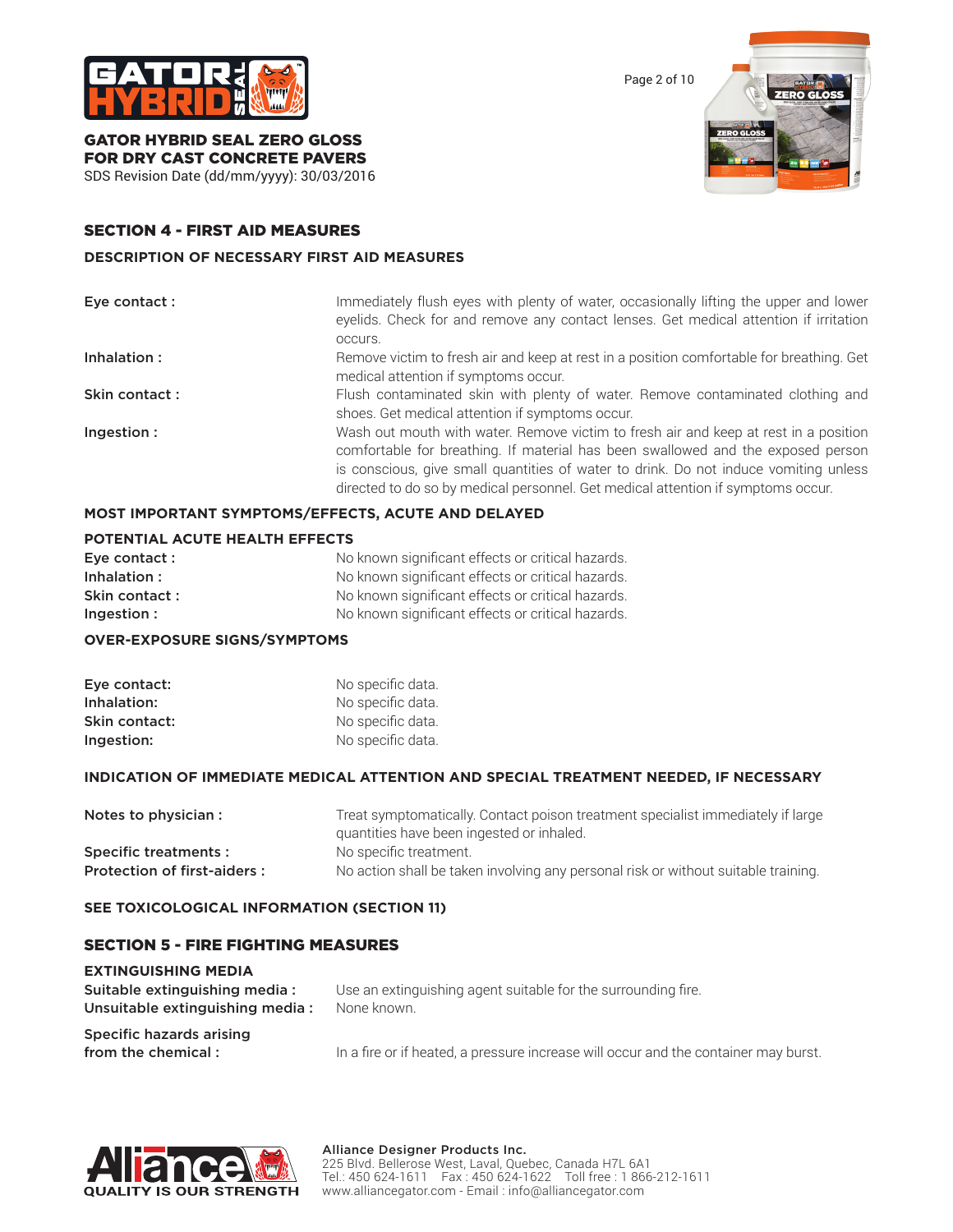## SECTION 4 - FIRST AID MEASURES

### DESCRIPTION OF NECESSARY FIRST AID MEASURES

| | |
|---|---|
| **Eye contact :** | Immediately flush eyes with plenty of water, occasionally lifting the upper and lower eyelids. Check for and remove any contact lenses. Get medical attention if irritation occurs. |
| **Inhalation :** | Remove victim to fresh air and keep at rest in a position comfortable for breathing. Get medical attention if symptoms occur. |
| **Skin contact :** | Flush contaminated skin with plenty of water. Remove contaminated clothing and shoes. Get medical attention if symptoms occur. |
| **Ingestion :** | Wash out mouth with water. Remove victim to fresh air and keep at rest in a position comfortable for breathing. If material has been swallowed and the exposed person is conscious, give small quantities of water to drink. Do not induce vomiting unless directed to do so by medical personnel. Get medical attention if symptoms occur. |

### MOST IMPORTANT SYMPTOMS/EFFECTS, ACUTE AND DELAYED

#### POTENTIAL ACUTE HEALTH EFFECTS

| | |
|---|---|
| **Eye contact :** | No known significant effects or critical hazards. |
| **Inhalation :** | No known significant effects or critical hazards. |
| **Skin contact :** | No known significant effects or critical hazards. |
| **Ingestion :** | No known significant effects or critical hazards. |

#### OVER-EXPOSURE SIGNS/SYMPTOMS

| | |
|---|---|
| **Eye contact:** | No specific data. |
| **Inhalation:** | No specific data. |
| **Skin contact:** | No specific data. |
| **Ingestion:** | No specific data. |

### INDICATION OF IMMEDIATE MEDICAL ATTENTION AND SPECIAL TREATMENT NEEDED, IF NECESSARY

| | |
|---|---|
| **Notes to physician :** | Treat symptomatically. Contact poison treatment specialist immediately if large quantities have been ingested or inhaled. |
| **Specific treatments :** | No specific treatment. |
| **Protection of first-aiders :** | No action shall be taken involving any personal risk or without suitable training. |

**SEE TOXICOLOGICAL INFORMATION (SECTION 11)**

## SECTION 5 - FIRE FIGHTING MEASURES

### EXTINGUISHING MEDIA

| | |
|---|---|
| **Suitable extinguishing media :** | Use an extinguishing agent suitable for the surrounding fire. |
| **Unsuitable extinguishing media :** | None known. |
| **Specific hazards arising from the chemical :** | In a fire or if heated, a pressure increase will occur and the container may burst. |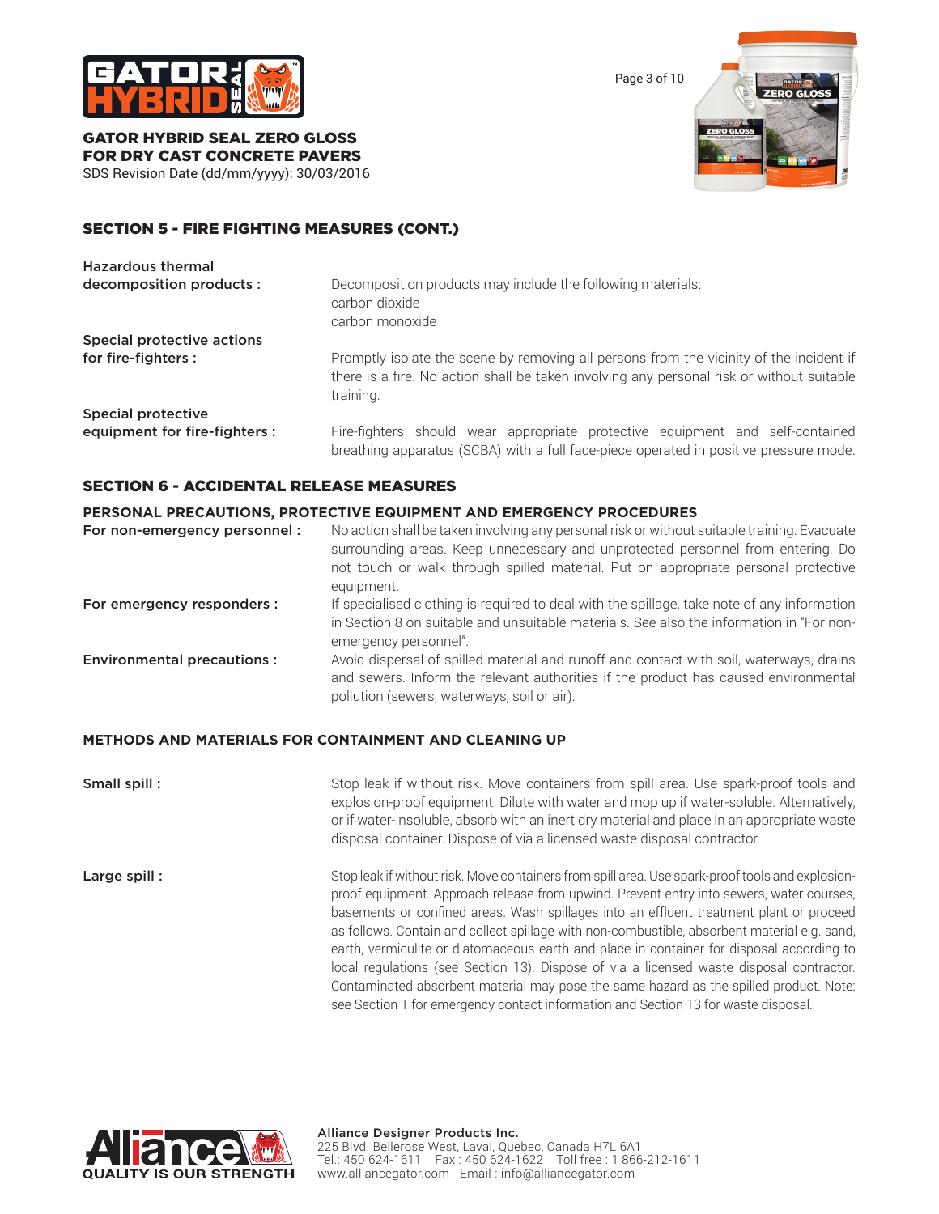## SECTION 5 - FIRE FIGHTING MEASURES (CONT.)

**Hazardous thermal decomposition products :** Decomposition products may include the following materials:
carbon dioxide
carbon monoxide

**Special protective actions for fire-fighters :** Promptly isolate the scene by removing all persons from the vicinity of the incident if there is a fire. No action shall be taken involving any personal risk or without suitable training.

**Special protective equipment for fire-fighters :** Fire-fighters should wear appropriate protective equipment and self-contained breathing apparatus (SCBA) with a full face-piece operated in positive pressure mode.

## SECTION 6 - ACCIDENTAL RELEASE MEASURES

### PERSONAL PRECAUTIONS, PROTECTIVE EQUIPMENT AND EMERGENCY PROCEDURES

**For non-emergency personnel :** No action shall be taken involving any personal risk or without suitable training. Evacuate surrounding areas. Keep unnecessary and unprotected personnel from entering. Do not touch or walk through spilled material. Put on appropriate personal protective equipment.

**For emergency responders :** If specialised clothing is required to deal with the spillage, take note of any information in Section 8 on suitable and unsuitable materials. See also the information in "For non-emergency personnel".

**Environmental precautions :** Avoid dispersal of spilled material and runoff and contact with soil, waterways, drains and sewers. Inform the relevant authorities if the product has caused environmental pollution (sewers, waterways, soil or air).

### METHODS AND MATERIALS FOR CONTAINMENT AND CLEANING UP

**Small spill :** Stop leak if without risk. Move containers from spill area. Use spark-proof tools and explosion-proof equipment. Dilute with water and mop up if water-soluble. Alternatively, or if water-insoluble, absorb with an inert dry material and place in an appropriate waste disposal container. Dispose of via a licensed waste disposal contractor.

**Large spill :** Stop leak if without risk. Move containers from spill area. Use spark-proof tools and explosion-proof equipment. Approach release from upwind. Prevent entry into sewers, water courses, basements or confined areas. Wash spillages into an effluent treatment plant or proceed as follows. Contain and collect spillage with non-combustible, absorbent material e.g. sand, earth, vermiculite or diatomaceous earth and place in container for disposal according to local regulations (see Section 13). Dispose of via a licensed waste disposal contractor. Contaminated absorbent material may pose the same hazard as the spilled product. Note: see Section 1 for emergency contact information and Section 13 for waste disposal.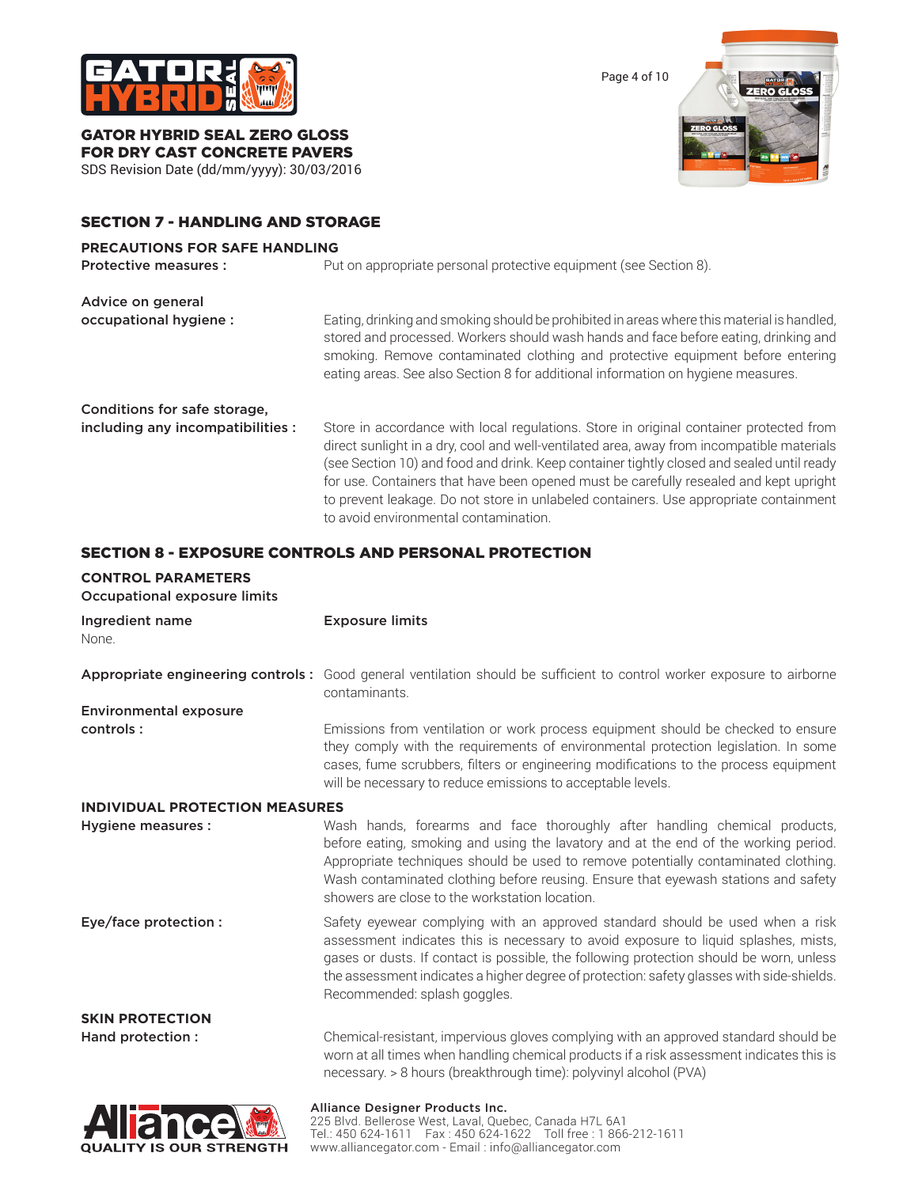## SECTION 7 - HANDLING AND STORAGE

### PRECAUTIONS FOR SAFE HANDLING

**Protective measures :** Put on appropriate personal protective equipment (see Section 8).

**Advice on general occupational hygiene :** Eating, drinking and smoking should be prohibited in areas where this material is handled, stored and processed. Workers should wash hands and face before eating, drinking and smoking. Remove contaminated clothing and protective equipment before entering eating areas. See also Section 8 for additional information on hygiene measures.

**Conditions for safe storage, including any incompatibilities :** Store in accordance with local regulations. Store in original container protected from direct sunlight in a dry, cool and well-ventilated area, away from incompatible materials (see Section 10) and food and drink. Keep container tightly closed and sealed until ready for use. Containers that have been opened must be carefully resealed and kept upright to prevent leakage. Do not store in unlabeled containers. Use appropriate containment to avoid environmental contamination.

## SECTION 8 - EXPOSURE CONTROLS AND PERSONAL PROTECTION

### CONTROL PARAMETERS

**Occupational exposure limits**

| Ingredient name | Exposure limits |
|---|---|
| None. | |

**Appropriate engineering controls :** Good general ventilation should be sufficient to control worker exposure to airborne contaminants.

**Environmental exposure controls :** Emissions from ventilation or work process equipment should be checked to ensure they comply with the requirements of environmental protection legislation. In some cases, fume scrubbers, filters or engineering modifications to the process equipment will be necessary to reduce emissions to acceptable levels.

### INDIVIDUAL PROTECTION MEASURES

**Hygiene measures :** Wash hands, forearms and face thoroughly after handling chemical products, before eating, smoking and using the lavatory and at the end of the working period. Appropriate techniques should be used to remove potentially contaminated clothing. Wash contaminated clothing before reusing. Ensure that eyewash stations and safety showers are close to the workstation location.

**Eye/face protection :** Safety eyewear complying with an approved standard should be used when a risk assessment indicates this is necessary to avoid exposure to liquid splashes, mists, gases or dusts. If contact is possible, the following protection should be worn, unless the assessment indicates a higher degree of protection: safety glasses with side-shields. Recommended: splash goggles.

### SKIN PROTECTION

**Hand protection :** Chemical-resistant, impervious gloves complying with an approved standard should be worn at all times when handling chemical products if a risk assessment indicates this is necessary. > 8 hours (breakthrough time): polyvinyl alcohol (PVA)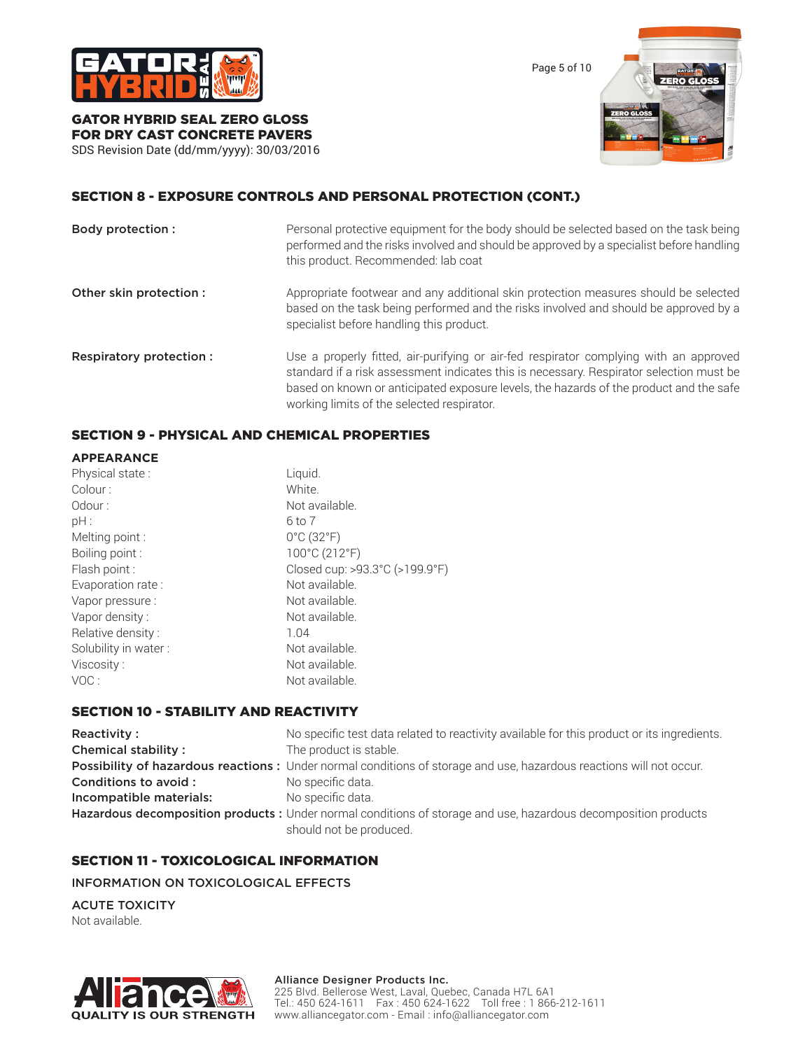## SECTION 8 - EXPOSURE CONTROLS AND PERSONAL PROTECTION (CONT.)

**Body protection :** Personal protective equipment for the body should be selected based on the task being performed and the risks involved and should be approved by a specialist before handling this product. Recommended: lab coat

**Other skin protection :** Appropriate footwear and any additional skin protection measures should be selected based on the task being performed and the risks involved and should be approved by a specialist before handling this product.

**Respiratory protection :** Use a properly fitted, air-purifying or air-fed respirator complying with an approved standard if a risk assessment indicates this is necessary. Respirator selection must be based on known or anticipated exposure levels, the hazards of the product and the safe working limits of the selected respirator.

## SECTION 9 - PHYSICAL AND CHEMICAL PROPERTIES

### APPEARANCE

| | |
|---|---|
| Physical state : | Liquid. |
| Colour : | White. |
| Odour : | Not available. |
| pH : | 6 to 7 |
| Melting point : | 0°C (32°F) |
| Boiling point : | 100°C (212°F) |
| Flash point : | Closed cup: >93.3°C (>199.9°F) |
| Evaporation rate : | Not available. |
| Vapor pressure : | Not available. |
| Vapor density : | Not available. |
| Relative density : | 1.04 |
| Solubility in water : | Not available. |
| Viscosity : | Not available. |
| VOC : | Not available. |

## SECTION 10 - STABILITY AND REACTIVITY

**Reactivity :** No specific test data related to reactivity available for this product or its ingredients.

**Chemical stability :** The product is stable.

**Possibility of hazardous reactions :** Under normal conditions of storage and use, hazardous reactions will not occur.

**Conditions to avoid :** No specific data.

**Incompatible materials:** No specific data.

**Hazardous decomposition products :** Under normal conditions of storage and use, hazardous decomposition products should not be produced.

## SECTION 11 - TOXICOLOGICAL INFORMATION

INFORMATION ON TOXICOLOGICAL EFFECTS

ACUTE TOXICITY

Not available.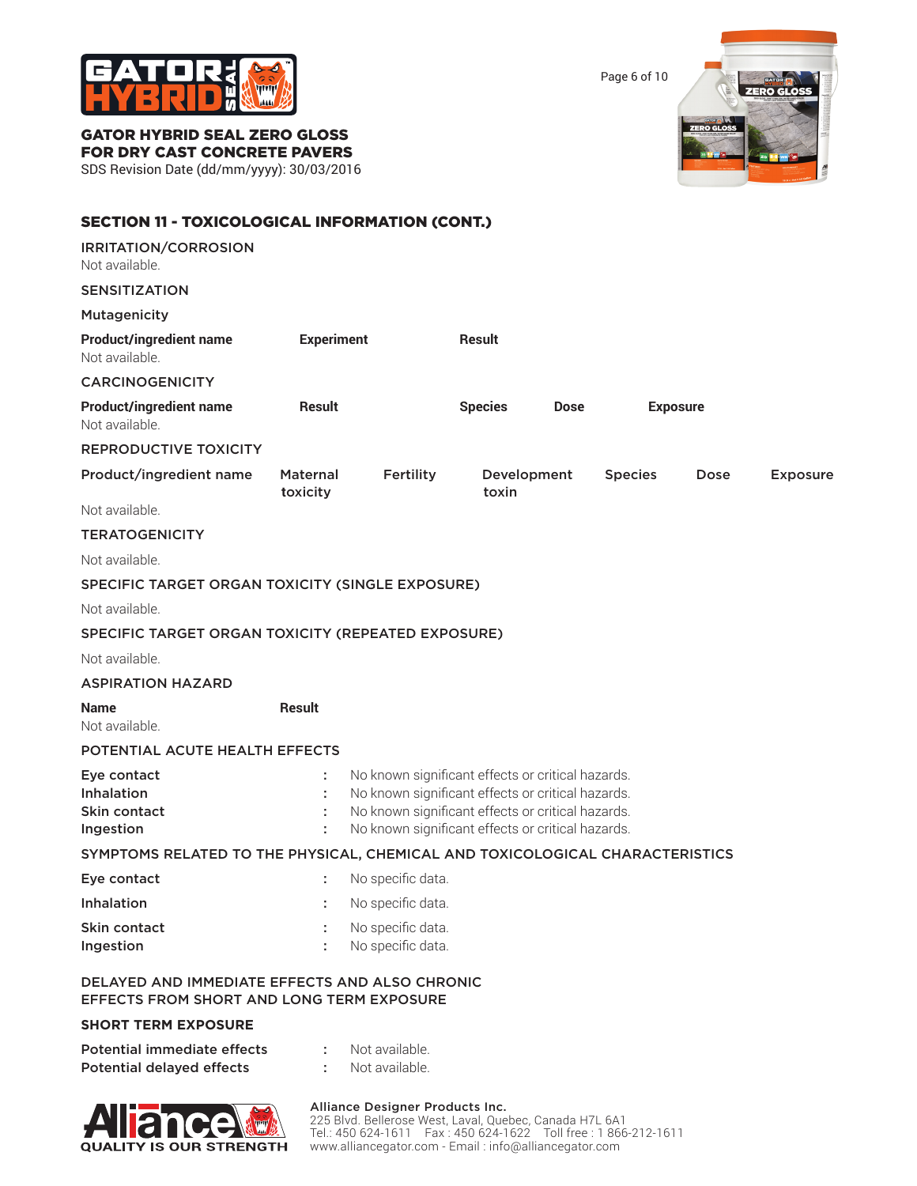## SECTION 11 - TOXICOLOGICAL INFORMATION (CONT.)

### IRRITATION/CORROSION

Not available.

### SENSITIZATION

### Mutagenicity

| Product/ingredient name | Experiment | Result |
|---|---|---|
| Not available. | | |

### CARCINOGENICITY

| Product/ingredient name | Result | Species | Dose | Exposure |
|---|---|---|---|---|
| Not available. | | | | |

### REPRODUCTIVE TOXICITY

| Product/ingredient name | Maternal toxicity | Fertility | Development toxin | Species | Dose | Exposure |
|---|---|---|---|---|---|---|
| Not available. | | | | | | |

### TERATOGENICITY

Not available.

### SPECIFIC TARGET ORGAN TOXICITY (SINGLE EXPOSURE)

Not available.

### SPECIFIC TARGET ORGAN TOXICITY (REPEATED EXPOSURE)

Not available.

### ASPIRATION HAZARD

| Name | Result |
|---|---|
| Not available. | |

### POTENTIAL ACUTE HEALTH EFFECTS

| | | |
|---|---|---|
| Eye contact | : | No known significant effects or critical hazards. |
| Inhalation | : | No known significant effects or critical hazards. |
| Skin contact | : | No known significant effects or critical hazards. |
| Ingestion | : | No known significant effects or critical hazards. |

### SYMPTOMS RELATED TO THE PHYSICAL, CHEMICAL AND TOXICOLOGICAL CHARACTERISTICS

| | | |
|---|---|---|
| Eye contact | : | No specific data. |
| Inhalation | : | No specific data. |
| Skin contact | : | No specific data. |
| Ingestion | : | No specific data. |

### DELAYED AND IMMEDIATE EFFECTS AND ALSO CHRONIC EFFECTS FROM SHORT AND LONG TERM EXPOSURE

### SHORT TERM EXPOSURE

| | | |
|---|---|---|
| Potential immediate effects | : | Not available. |
| Potential delayed effects | : | Not available. |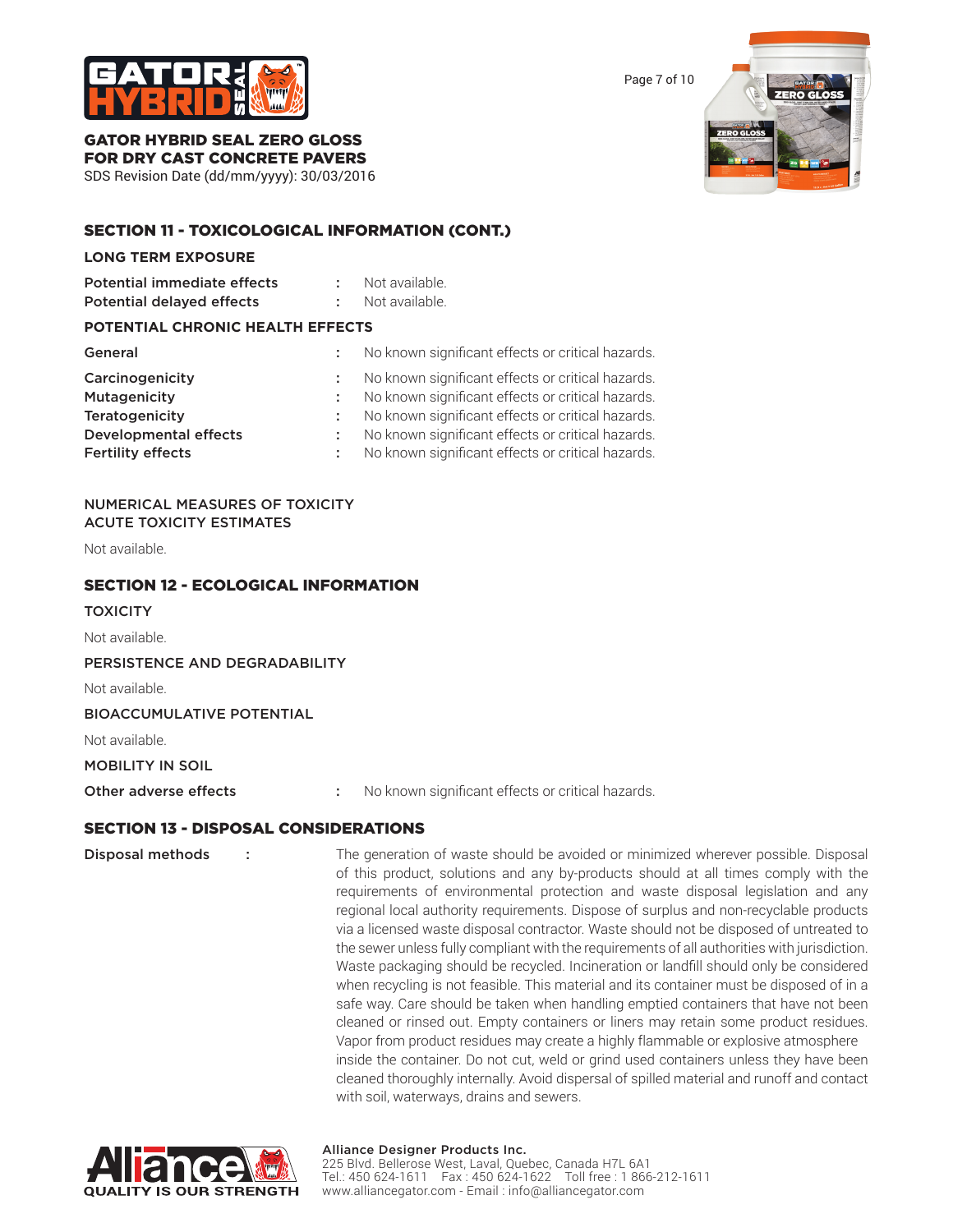## SECTION 11 - TOXICOLOGICAL INFORMATION (CONT.)

### LONG TERM EXPOSURE

| | | |
|---|---|---|
| **Potential immediate effects** | : | Not available. |
| **Potential delayed effects** | : | Not available. |

### POTENTIAL CHRONIC HEALTH EFFECTS

| | | |
|---|---|---|
| **General** | : | No known significant effects or critical hazards. |
| **Carcinogenicity** | : | No known significant effects or critical hazards. |
| **Mutagenicity** | : | No known significant effects or critical hazards. |
| **Teratogenicity** | : | No known significant effects or critical hazards. |
| **Developmental effects** | : | No known significant effects or critical hazards. |
| **Fertility effects** | : | No known significant effects or critical hazards. |

NUMERICAL MEASURES OF TOXICITY
ACUTE TOXICITY ESTIMATES

Not available.

## SECTION 12 - ECOLOGICAL INFORMATION

### TOXICITY

Not available.

### PERSISTENCE AND DEGRADABILITY

Not available.

### BIOACCUMULATIVE POTENTIAL

Not available.

### MOBILITY IN SOIL

| | | |
|---|---|---|
| **Other adverse effects** | : | No known significant effects or critical hazards. |

## SECTION 13 - DISPOSAL CONSIDERATIONS

**Disposal methods** : The generation of waste should be avoided or minimized wherever possible. Disposal of this product, solutions and any by-products should at all times comply with the requirements of environmental protection and waste disposal legislation and any regional local authority requirements. Dispose of surplus and non-recyclable products via a licensed waste disposal contractor. Waste should not be disposed of untreated to the sewer unless fully compliant with the requirements of all authorities with jurisdiction. Waste packaging should be recycled. Incineration or landfill should only be considered when recycling is not feasible. This material and its container must be disposed of in a safe way. Care should be taken when handling emptied containers that have not been cleaned or rinsed out. Empty containers or liners may retain some product residues. Vapor from product residues may create a highly flammable or explosive atmosphere inside the container. Do not cut, weld or grind used containers unless they have been cleaned thoroughly internally. Avoid dispersal of spilled material and runoff and contact with soil, waterways, drains and sewers.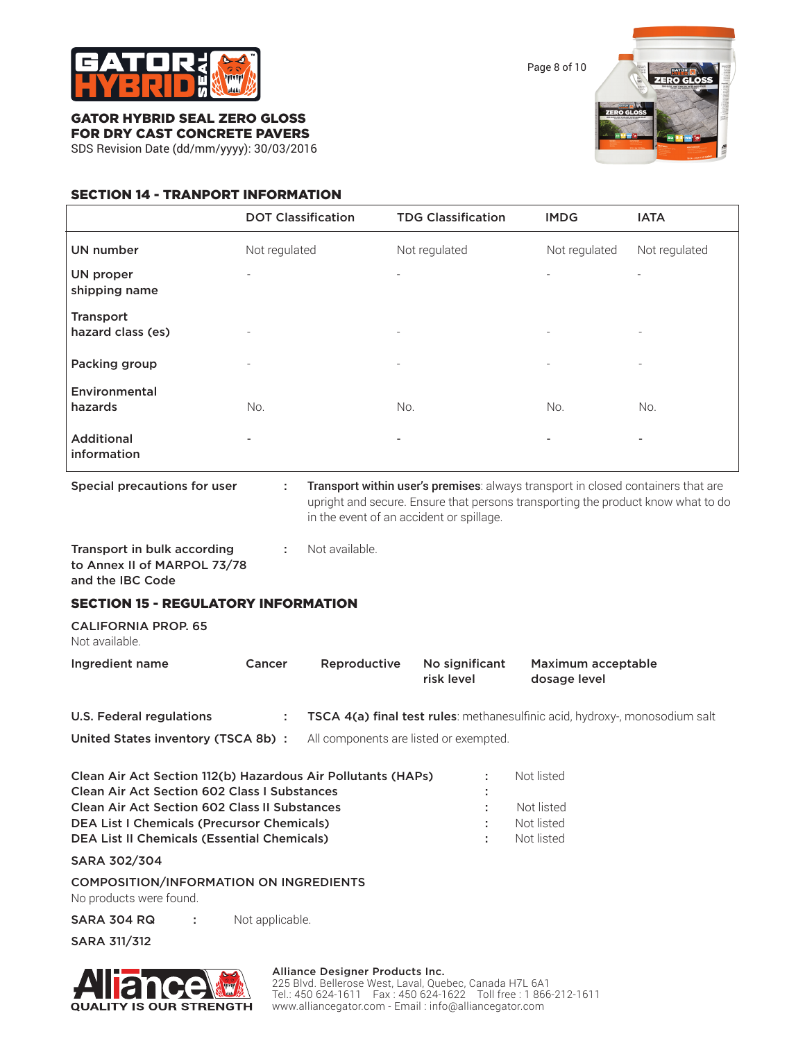## SECTION 14 - TRANPORT INFORMATION

| | DOT Classification | TDG Classification | IMDG | IATA |
|---|---|---|---|---|
| UN number | Not regulated | Not regulated | Not regulated | Not regulated |
| UN proper shipping name | - | - | - | - |
| Transport hazard class (es) | - | - | - | - |
| Packing group | - | - | - | - |
| Environmental hazards | No. | No. | No. | No. |
| Additional information | - | - | - | - |

**Special precautions for user** : **Transport within user's premises**: always transport in closed containers that are upright and secure. Ensure that persons transporting the product know what to do in the event of an accident or spillage.

**Transport in bulk according to Annex II of MARPOL 73/78 and the IBC Code** : Not available.

## SECTION 15 - REGULATORY INFORMATION

**CALIFORNIA PROP. 65**

Not available.

| Ingredient name | Cancer | Reproductive | No significant risk level | Maximum acceptable dosage level |
|---|---|---|---|---|

**U.S. Federal regulations** : **TSCA 4(a) final test rules**: methanesulfinic acid, hydroxy-, monosodium salt

**United States inventory (TSCA 8b)** : All components are listed or exempted.

**Clean Air Act Section 112(b) Hazardous Air Pollutants (HAPs)** : Not listed
**Clean Air Act Section 602 Class I Substances** :
**Clean Air Act Section 602 Class II Substances** : Not listed
**DEA List I Chemicals (Precursor Chemicals)** : Not listed
**DEA List II Chemicals (Essential Chemicals)** : Not listed

**SARA 302/304**

**COMPOSITION/INFORMATION ON INGREDIENTS**

No products were found.

**SARA 304 RQ** : Not applicable.

**SARA 311/312**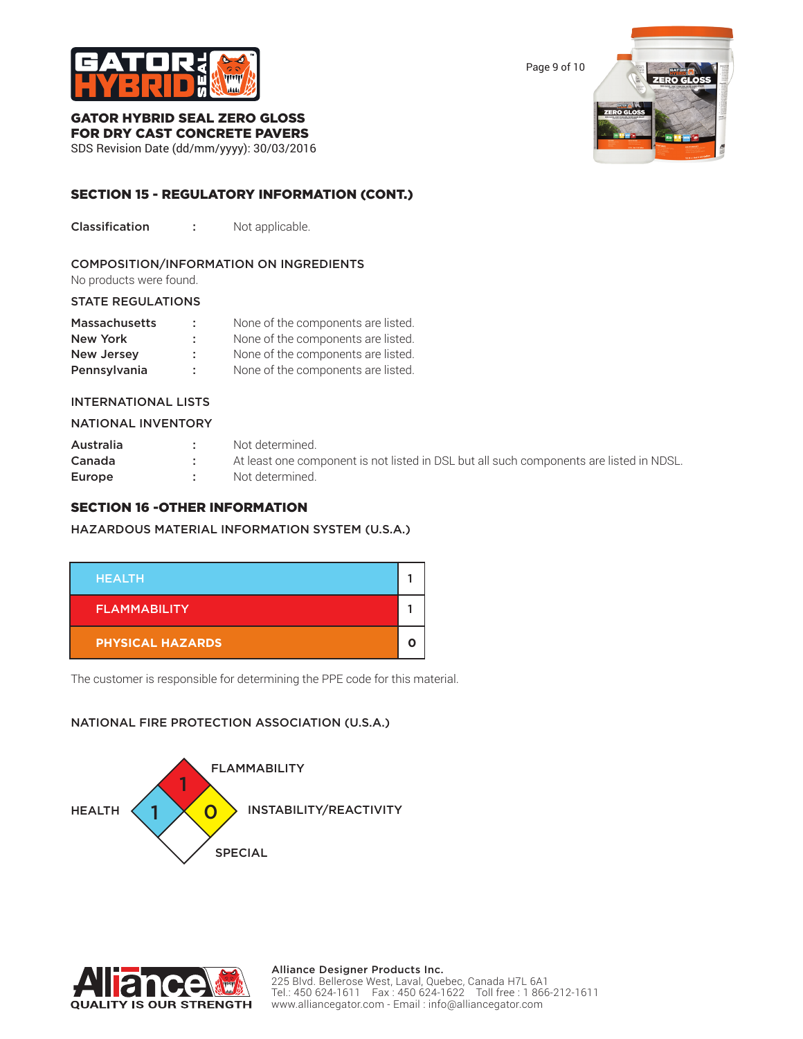## SECTION 15 - REGULATORY INFORMATION (CONT.)

**Classification** : Not applicable.

### COMPOSITION/INFORMATION ON INGREDIENTS

No products were found.

### STATE REGULATIONS

| | | |
|---|---|---|
| Massachusetts | : | None of the components are listed. |
| New York | : | None of the components are listed. |
| New Jersey | : | None of the components are listed. |
| Pennsylvania | : | None of the components are listed. |

### INTERNATIONAL LISTS

### NATIONAL INVENTORY

| | | |
|---|---|---|
| Australia | : | Not determined. |
| Canada | : | At least one component is not listed in DSL but all such components are listed in NDSL. |
| Europe | : | Not determined. |

## SECTION 16 -OTHER INFORMATION

### HAZARDOUS MATERIAL INFORMATION SYSTEM (U.S.A.)

| | |
|---|---|
| HEALTH | 1 |
| FLAMMABILITY | 1 |
| PHYSICAL HAZARDS | 0 |

The customer is responsible for determining the PPE code for this material.

### NATIONAL FIRE PROTECTION ASSOCIATION (U.S.A.)

| | |
|---|---|
| FLAMMABILITY | 1 |
| HEALTH | 1 |
| INSTABILITY/REACTIVITY | 0 |
| SPECIAL | |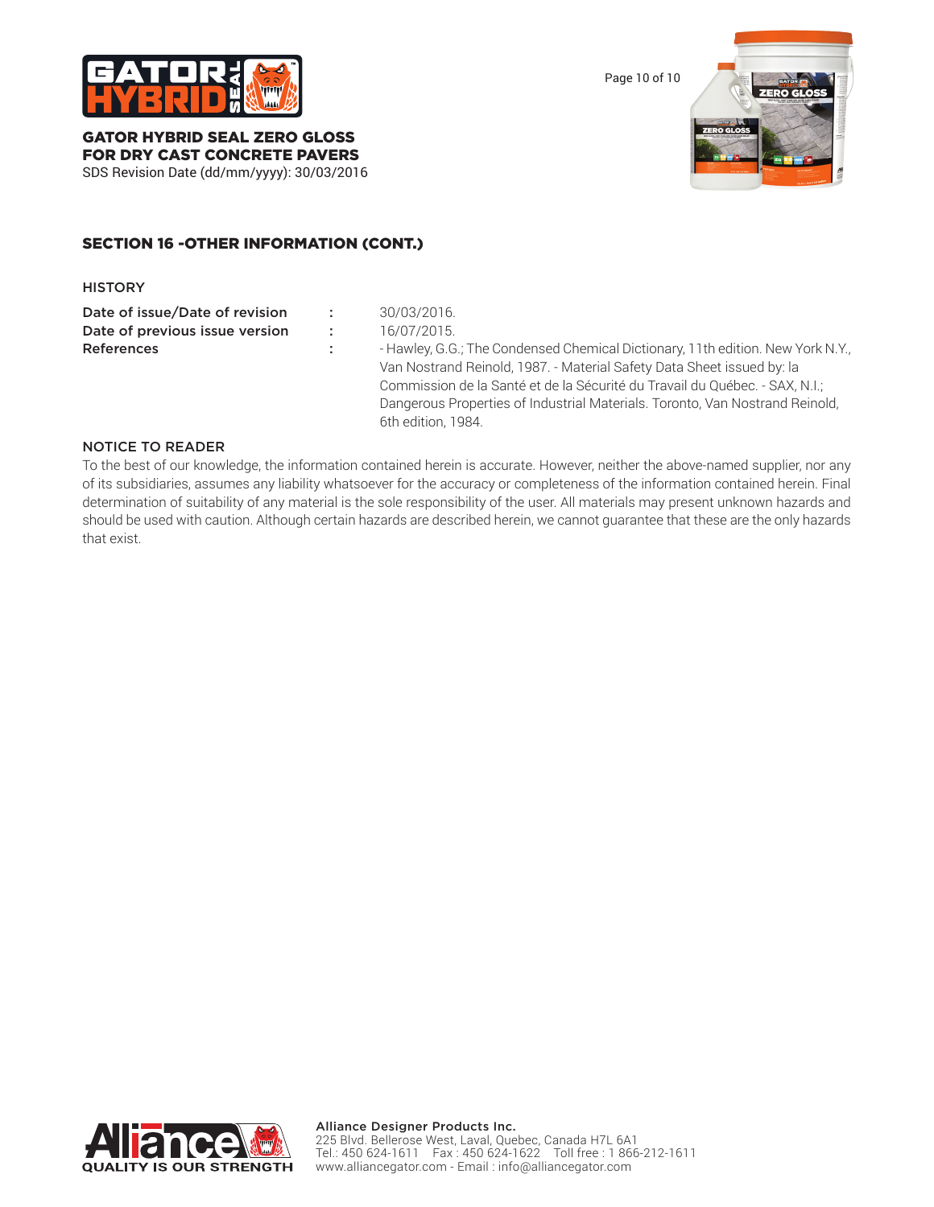## SECTION 16 -OTHER INFORMATION (CONT.)

### HISTORY

| | | |
|---|---|---|
| **Date of issue/Date of revision** | : | 30/03/2016. |
| **Date of previous issue version** | : | 16/07/2015. |
| **References** | : | - Hawley, G.G.; The Condensed Chemical Dictionary, 11th edition. New York N.Y., Van Nostrand Reinold, 1987. - Material Safety Data Sheet issued by: la Commission de la Santé et de la Sécurité du Travail du Québec. - SAX, N.I.; Dangerous Properties of Industrial Materials. Toronto, Van Nostrand Reinold, 6th edition, 1984. |

### NOTICE TO READER

To the best of our knowledge, the information contained herein is accurate. However, neither the above-named supplier, nor any of its subsidiaries, assumes any liability whatsoever for the accuracy or completeness of the information contained herein. Final determination of suitability of any material is the sole responsibility of the user. All materials may present unknown hazards and should be used with caution. Although certain hazards are described herein, we cannot guarantee that these are the only hazards that exist.